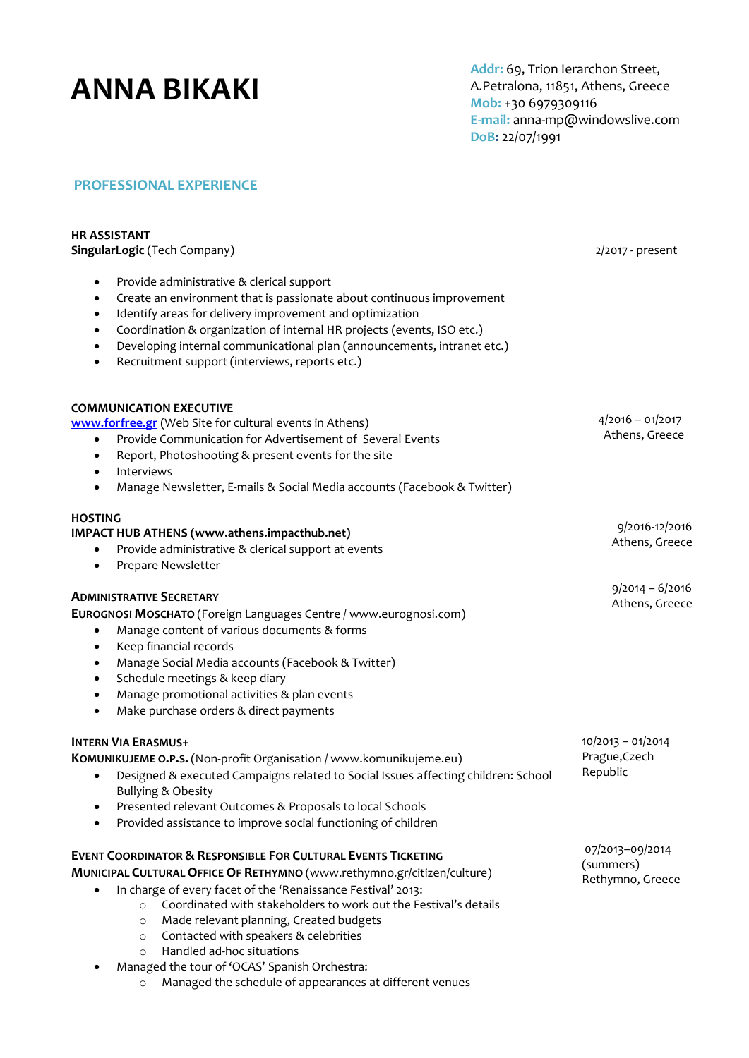# ANNA BIKAKI

**Addr:** 69, Trion Ierarchon Street, A.Petralona, 11851, Athens, Greece
**Mob:** +30 6979309116
**E-mail:** anna-mp@windowslive.com
**DoB:** 22/07/1991

## PROFESSIONAL EXPERIENCE

**HR ASSISTANT**
**SingularLogic** (Tech Company) — 2/2017 - present

- Provide administrative & clerical support
- Create an environment that is passionate about continuous improvement
- Identify areas for delivery improvement and optimization
- Coordination & organization of internal HR projects (events, ISO etc.)
- Developing internal communicational plan (announcements, intranet etc.)
- Recruitment support (interviews, reports etc.)

**COMMUNICATION EXECUTIVE**
www.forfree.gr (Web Site for cultural events in Athens) — 4/2016 – 01/2017, Athens, Greece

- Provide Communication for Advertisement of Several Events
- Report, Photoshooting & present events for the site
- Interviews
- Manage Newsletter, E-mails & Social Media accounts (Facebook & Twitter)

**HOSTING**
**IMPACT HUB ATHENS (www.athens.impacthub.net)** — 9/2016-12/2016, Athens, Greece

- Provide administrative & clerical support at events
- Prepare Newsletter

**ADMINISTRATIVE SECRETARY**
**EUROGNOSI MOSCHATO** (Foreign Languages Centre / www.eurognosi.com) — 9/2014 – 6/2016, Athens, Greece

- Manage content of various documents & forms
- Keep financial records
- Manage Social Media accounts (Facebook & Twitter)
- Schedule meetings & keep diary
- Manage promotional activities & plan events
- Make purchase orders & direct payments

**INTERN VIA ERASMUS+**
**KOMUNIKUJEME O.P.S.** (Non-profit Organisation / www.komunikujeme.eu) — 10/2013 – 01/2014, Prague,Czech Republic

- Designed & executed Campaigns related to Social Issues affecting children: School Bullying & Obesity
- Presented relevant Outcomes & Proposals to local Schools
- Provided assistance to improve social functioning of children

**EVENT COORDINATOR & RESPONSIBLE FOR CULTURAL EVENTS TICKETING**
**MUNICIPAL CULTURAL OFFICE OF RETHYMNO** (www.rethymno.gr/citizen/culture) — 07/2013–09/2014 (summers), Rethymno, Greece

- In charge of every facet of the 'Renaissance Festival' 2013:
  - Coordinated with stakeholders to work out the Festival's details
  - Made relevant planning, Created budgets
  - Contacted with speakers & celebrities
  - Handled ad-hoc situations
- Managed the tour of 'OCAS' Spanish Orchestra:
  - Managed the schedule of appearances at different venues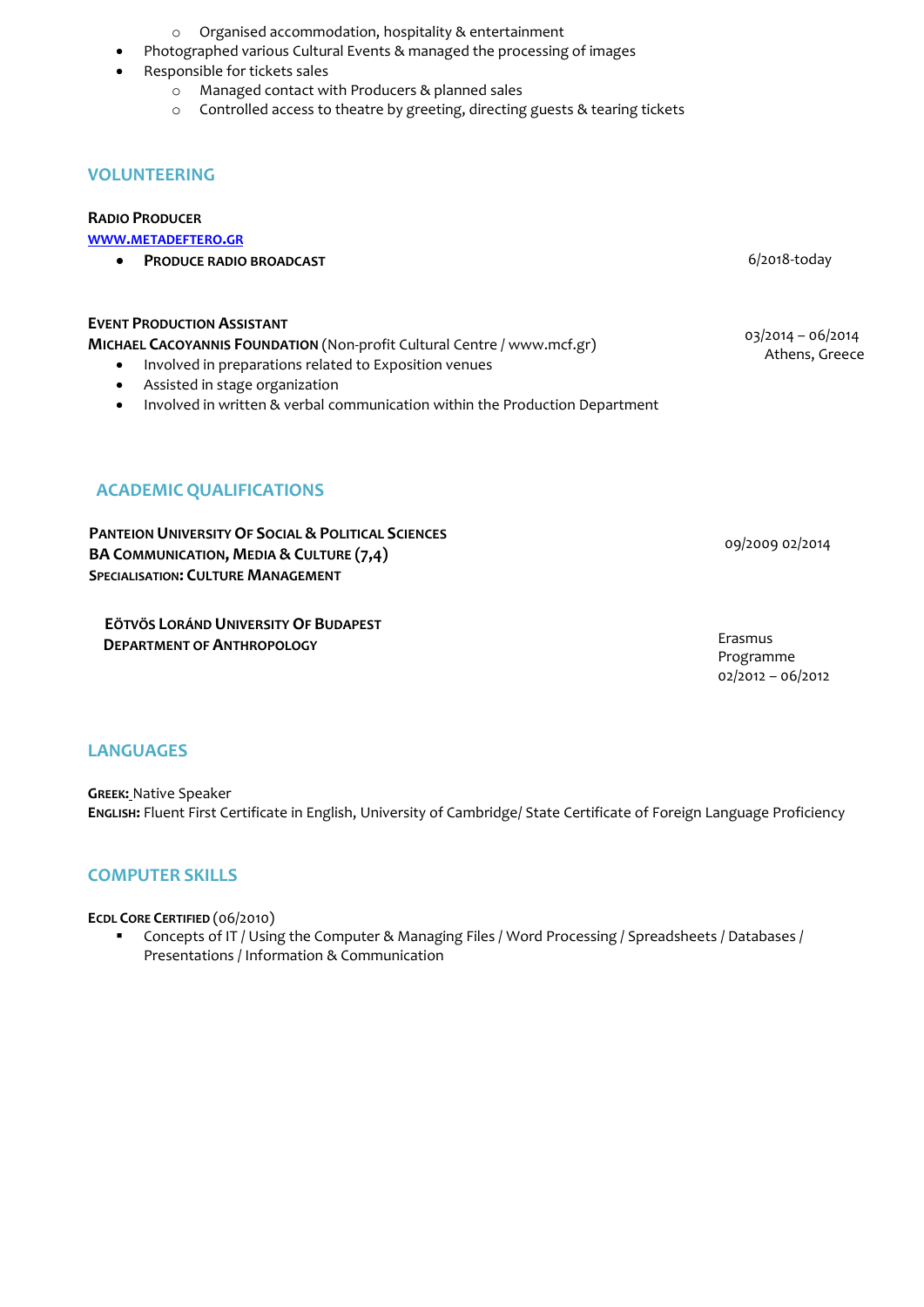- Organised accommodation, hospitality & entertainment
- Photographed various Cultural Events & managed the processing of images
- Responsible for tickets sales
    - Managed contact with Producers & planned sales
    - Controlled access to theatre by greeting, directing guests & tearing tickets

## VOLUNTEERING

**RADIO PRODUCER**
**WWW.METADEFTERO.GR**

- **PRODUCE RADIO BROADCAST**

6/2018-today

**EVENT PRODUCTION ASSISTANT**
**MICHAEL CACOYANNIS FOUNDATION** (Non-profit Cultural Centre / www.mcf.gr)

03/2014 – 06/2014
Athens, Greece

- Involved in preparations related to Exposition venues
- Assisted in stage organization
- Involved in written & verbal communication within the Production Department

## ACADEMIC QUALIFICATIONS

**PANTEION UNIVERSITY OF SOCIAL & POLITICAL SCIENCES**
**BA COMMUNICATION, MEDIA & CULTURE (7,4)**
**SPECIALISATION: CULTURE MANAGEMENT**

09/2009 02/2014

**EÖTVÖS LORÁND UNIVERSITY OF BUDAPEST**
**DEPARTMENT OF ANTHROPOLOGY**

Erasmus Programme
02/2012 – 06/2012

## LANGUAGES

**GREEK:** Native Speaker
**ENGLISH:** Fluent First Certificate in English, University of Cambridge/ State Certificate of Foreign Language Proficiency

## COMPUTER SKILLS

**ECDL CORE CERTIFIED** (06/2010)

- Concepts of IT / Using the Computer & Managing Files / Word Processing / Spreadsheets / Databases / Presentations / Information & Communication